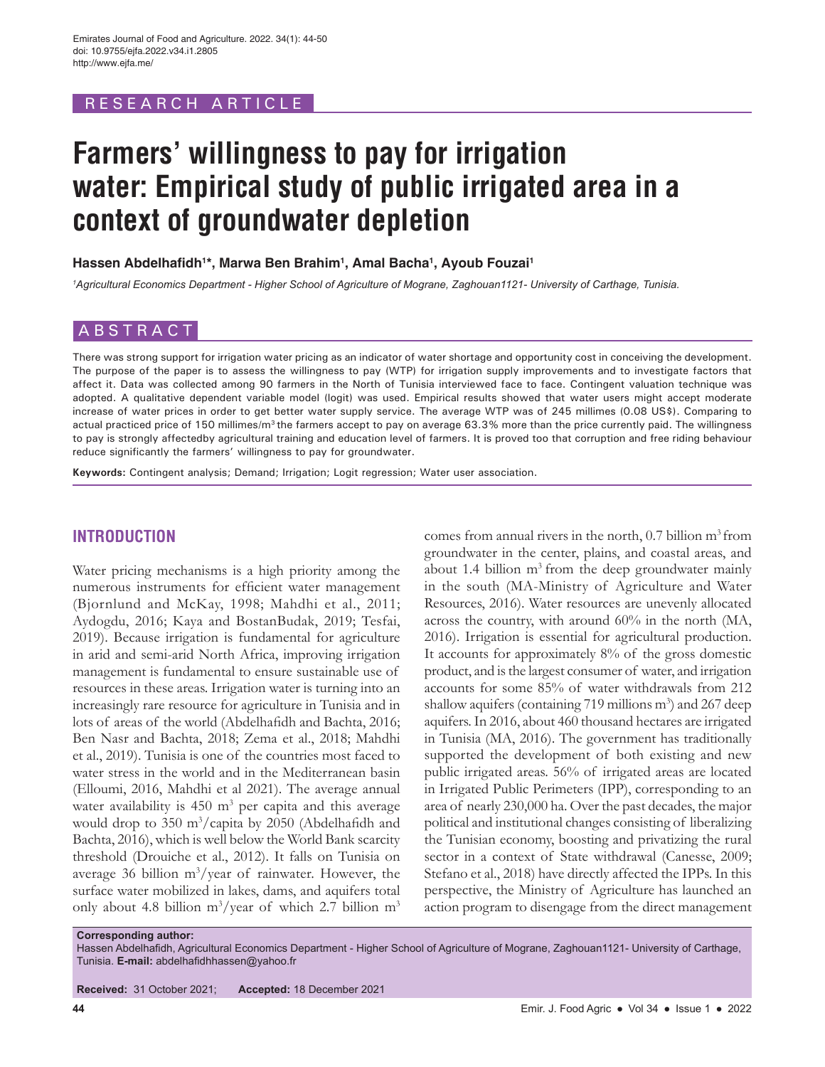RESEARCH ARTICLE

# Farmers' willingness to pay for irrigation water: Empirical study of public irrigated area in a context of groundwater depletion

**Hassen Abdelhafidh[1]*, Marwa Ben Brahim[1], Amal Bacha[1], Ayoub Fouzai[1]**

*[1]Agricultural Economics Department - Higher School of Agriculture of Mograne, Zaghouan1121- University of Carthage, Tunisia.*

## ABSTRACT

There was strong support for irrigation water pricing as an indicator of water shortage and opportunity cost in conceiving the development. The purpose of the paper is to assess the willingness to pay (WTP) for irrigation supply improvements and to investigate factors that affect it. Data was collected among 90 farmers in the North of Tunisia interviewed face to face. Contingent valuation technique was adopted. A qualitative dependent variable model (logit) was used. Empirical results showed that water users might accept moderate increase of water prices in order to get better water supply service. The average WTP was of 245 millimes (0.08 US$). Comparing to actual practiced price of 150 millimes/m$^3$ the farmers accept to pay on average 63.3% more than the price currently paid. The willingness to pay is strongly affectedby agricultural training and education level of farmers. It is proved too that corruption and free riding behaviour reduce significantly the farmers' willingness to pay for groundwater.

**Keywords:** Contingent analysis; Demand; Irrigation; Logit regression; Water user association.

## INTRODUCTION

Water pricing mechanisms is a high priority among the numerous instruments for efficient water management (Bjornlund and McKay, 1998; Mahdhi et al., 2011; Aydogdu, 2016; Kaya and BostanBudak, 2019; Tesfai, 2019). Because irrigation is fundamental for agriculture in arid and semi-arid North Africa, improving irrigation management is fundamental to ensure sustainable use of resources in these areas. Irrigation water is turning into an increasingly rare resource for agriculture in Tunisia and in lots of areas of the world (Abdelhafidh and Bachta, 2016; Ben Nasr and Bachta, 2018; Zema et al., 2018; Mahdhi et al., 2019). Tunisia is one of the countries most faced to water stress in the world and in the Mediterranean basin (Elloumi, 2016, Mahdhi et al 2021). The average annual water availability is 450 m$^3$ per capita and this average would drop to 350 m$^3$/capita by 2050 (Abdelhafidh and Bachta, 2016), which is well below the World Bank scarcity threshold (Drouiche et al., 2012). It falls on Tunisia on average 36 billion m$^3$/year of rainwater. However, the surface water mobilized in lakes, dams, and aquifers total only about 4.8 billion m$^3$/year of which 2.7 billion m$^3$ comes from annual rivers in the north, 0.7 billion m$^3$ from groundwater in the center, plains, and coastal areas, and about 1.4 billion m$^3$ from the deep groundwater mainly in the south (MA-Ministry of Agriculture and Water Resources, 2016). Water resources are unevenly allocated across the country, with around 60% in the north (MA, 2016). Irrigation is essential for agricultural production. It accounts for approximately 8% of the gross domestic product, and is the largest consumer of water, and irrigation accounts for some 85% of water withdrawals from 212 shallow aquifers (containing 719 millions m$^3$) and 267 deep aquifers. In 2016, about 460 thousand hectares are irrigated in Tunisia (MA, 2016). The government has traditionally supported the development of both existing and new public irrigated areas. 56% of irrigated areas are located in Irrigated Public Perimeters (IPP), corresponding to an area of nearly 230,000 ha. Over the past decades, the major political and institutional changes consisting of liberalizing the Tunisian economy, boosting and privatizing the rural sector in a context of State withdrawal (Canesse, 2009; Stefano et al., 2018) have directly affected the IPPs. In this perspective, the Ministry of Agriculture has launched an action program to disengage from the direct management

**Corresponding author:**
Hassen Abdelhafidh, Agricultural Economics Department - Higher School of Agriculture of Mograne, Zaghouan1121- University of Carthage, Tunisia. **E-mail:** abdelhafidhhassen@yahoo.fr

**Received:** 31 October 2021; **Accepted:** 18 December 2021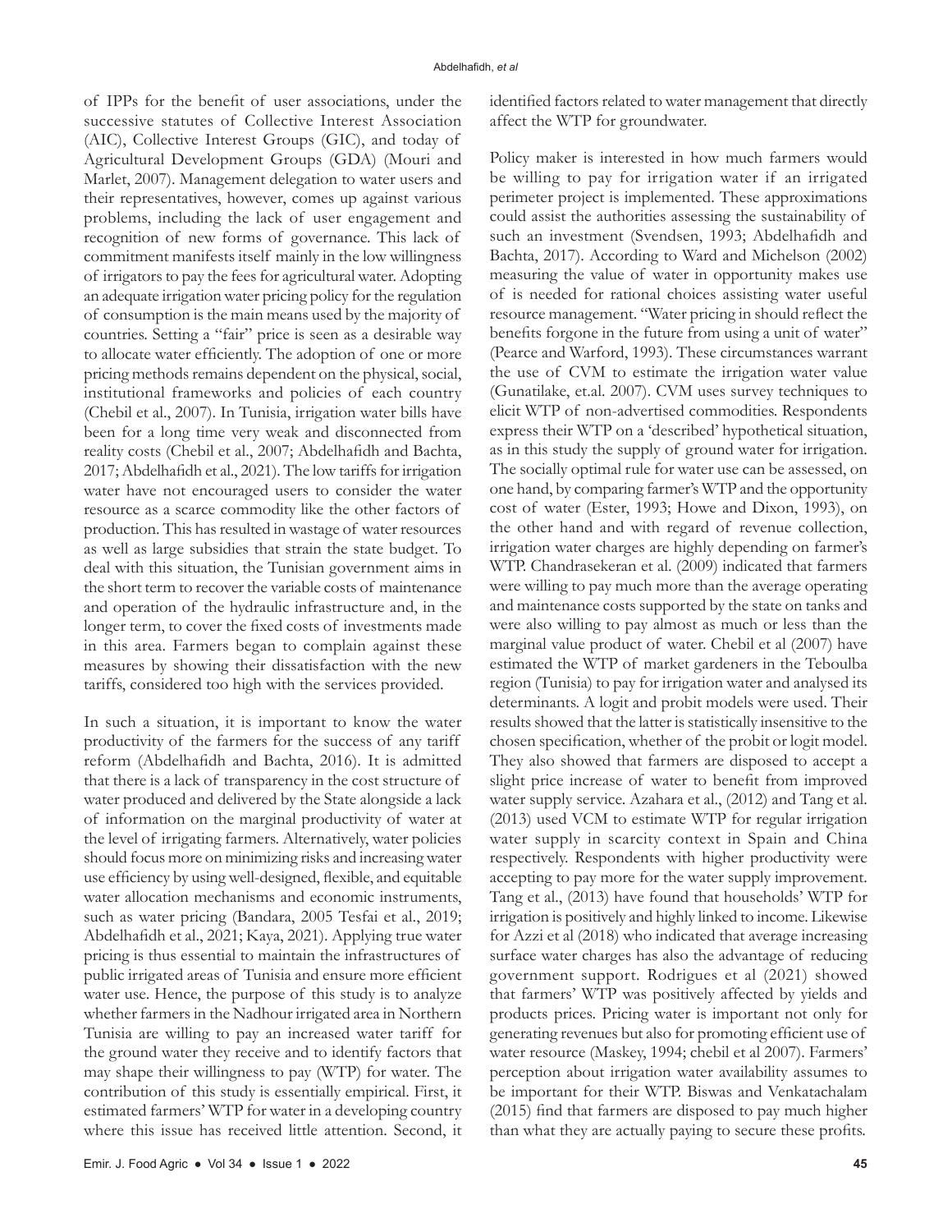of IPPs for the benefit of user associations, under the successive statutes of Collective Interest Association (AIC), Collective Interest Groups (GIC), and today of Agricultural Development Groups (GDA) (Mouri and Marlet, 2007). Management delegation to water users and their representatives, however, comes up against various problems, including the lack of user engagement and recognition of new forms of governance. This lack of commitment manifests itself mainly in the low willingness of irrigators to pay the fees for agricultural water. Adopting an adequate irrigation water pricing policy for the regulation of consumption is the main means used by the majority of countries. Setting a "fair" price is seen as a desirable way to allocate water efficiently. The adoption of one or more pricing methods remains dependent on the physical, social, institutional frameworks and policies of each country (Chebil et al., 2007). In Tunisia, irrigation water bills have been for a long time very weak and disconnected from reality costs (Chebil et al., 2007; Abdelhafidh and Bachta, 2017; Abdelhafidh et al., 2021). The low tariffs for irrigation water have not encouraged users to consider the water resource as a scarce commodity like the other factors of production. This has resulted in wastage of water resources as well as large subsidies that strain the state budget. To deal with this situation, the Tunisian government aims in the short term to recover the variable costs of maintenance and operation of the hydraulic infrastructure and, in the longer term, to cover the fixed costs of investments made in this area. Farmers began to complain against these measures by showing their dissatisfaction with the new tariffs, considered too high with the services provided.

In such a situation, it is important to know the water productivity of the farmers for the success of any tariff reform (Abdelhafidh and Bachta, 2016). It is admitted that there is a lack of transparency in the cost structure of water produced and delivered by the State alongside a lack of information on the marginal productivity of water at the level of irrigating farmers. Alternatively, water policies should focus more on minimizing risks and increasing water use efficiency by using well-designed, flexible, and equitable water allocation mechanisms and economic instruments, such as water pricing (Bandara, 2005 Tesfai et al., 2019; Abdelhafidh et al., 2021; Kaya, 2021). Applying true water pricing is thus essential to maintain the infrastructures of public irrigated areas of Tunisia and ensure more efficient water use. Hence, the purpose of this study is to analyze whether farmers in the Nadhour irrigated area in Northern Tunisia are willing to pay an increased water tariff for the ground water they receive and to identify factors that may shape their willingness to pay (WTP) for water. The contribution of this study is essentially empirical. First, it estimated farmers' WTP for water in a developing country where this issue has received little attention. Second, it identified factors related to water management that directly affect the WTP for groundwater.

Policy maker is interested in how much farmers would be willing to pay for irrigation water if an irrigated perimeter project is implemented. These approximations could assist the authorities assessing the sustainability of such an investment (Svendsen, 1993; Abdelhafidh and Bachta, 2017). According to Ward and Michelson (2002) measuring the value of water in opportunity makes use of is needed for rational choices assisting water useful resource management. "Water pricing in should reflect the benefits forgone in the future from using a unit of water" (Pearce and Warford, 1993). These circumstances warrant the use of CVM to estimate the irrigation water value (Gunatilake, et.al. 2007). CVM uses survey techniques to elicit WTP of non-advertised commodities. Respondents express their WTP on a 'described' hypothetical situation, as in this study the supply of ground water for irrigation. The socially optimal rule for water use can be assessed, on one hand, by comparing farmer's WTP and the opportunity cost of water (Ester, 1993; Howe and Dixon, 1993), on the other hand and with regard of revenue collection, irrigation water charges are highly depending on farmer's WTP. Chandrasekeran et al. (2009) indicated that farmers were willing to pay much more than the average operating and maintenance costs supported by the state on tanks and were also willing to pay almost as much or less than the marginal value product of water. Chebil et al (2007) have estimated the WTP of market gardeners in the Teboulba region (Tunisia) to pay for irrigation water and analysed its determinants. A logit and probit models were used. Their results showed that the latter is statistically insensitive to the chosen specification, whether of the probit or logit model. They also showed that farmers are disposed to accept a slight price increase of water to benefit from improved water supply service. Azahara et al., (2012) and Tang et al. (2013) used VCM to estimate WTP for regular irrigation water supply in scarcity context in Spain and China respectively. Respondents with higher productivity were accepting to pay more for the water supply improvement. Tang et al., (2013) have found that households' WTP for irrigation is positively and highly linked to income. Likewise for Azzi et al (2018) who indicated that average increasing surface water charges has also the advantage of reducing government support. Rodrigues et al (2021) showed that farmers' WTP was positively affected by yields and products prices. Pricing water is important not only for generating revenues but also for promoting efficient use of water resource (Maskey, 1994; chebil et al 2007). Farmers' perception about irrigation water availability assumes to be important for their WTP. Biswas and Venkatachalam (2015) find that farmers are disposed to pay much higher than what they are actually paying to secure these profits.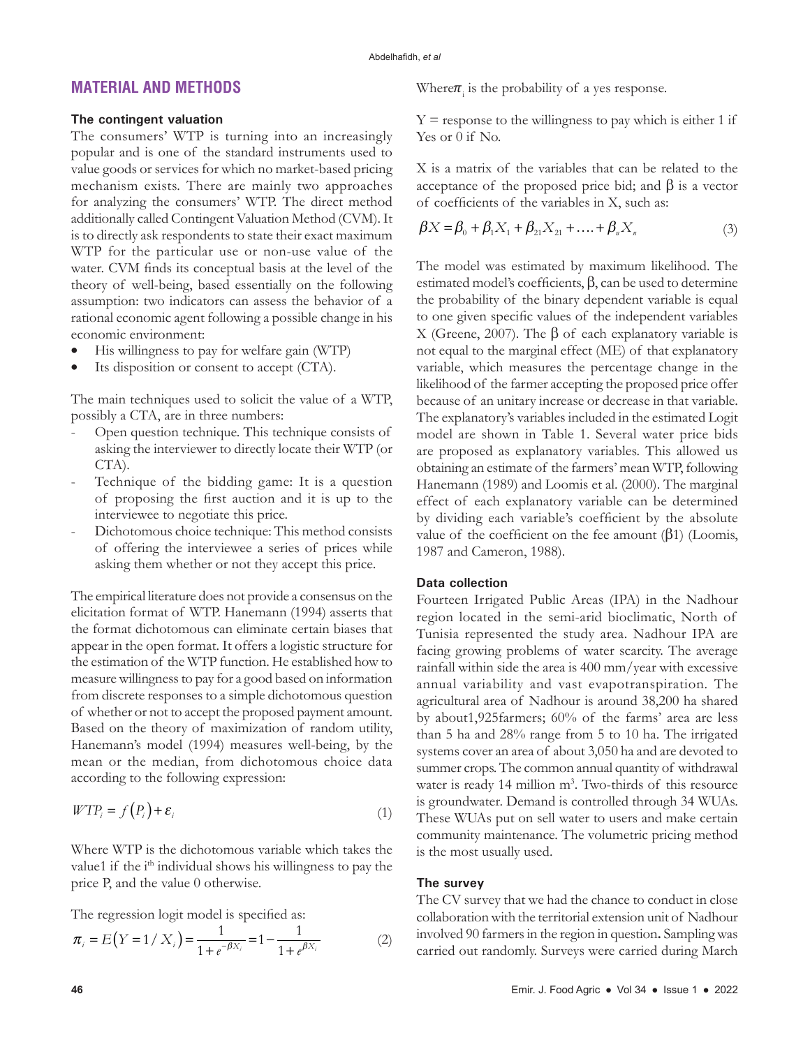## MATERIAL AND METHODS

### The contingent valuation

The consumers' WTP is turning into an increasingly popular and is one of the standard instruments used to value goods or services for which no market-based pricing mechanism exists. There are mainly two approaches for analyzing the consumers' WTP. The direct method additionally called Contingent Valuation Method (CVM). It is to directly ask respondents to state their exact maximum WTP for the particular use or non-use value of the water. CVM finds its conceptual basis at the level of the theory of well-being, based essentially on the following assumption: two indicators can assess the behavior of a rational economic agent following a possible change in his economic environment:

- His willingness to pay for welfare gain (WTP)
- Its disposition or consent to accept (CTA).

The main techniques used to solicit the value of a WTP, possibly a CTA, are in three numbers:

- Open question technique. This technique consists of asking the interviewer to directly locate their WTP (or CTA).
- Technique of the bidding game: It is a question of proposing the first auction and it is up to the interviewee to negotiate this price.
- Dichotomous choice technique: This method consists of offering the interviewee a series of prices while asking them whether or not they accept this price.

The empirical literature does not provide a consensus on the elicitation format of WTP. Hanemann (1994) asserts that the format dichotomous can eliminate certain biases that appear in the open format. It offers a logistic structure for the estimation of the WTP function. He established how to measure willingness to pay for a good based on information from discrete responses to a simple dichotomous question of whether or not to accept the proposed payment amount. Based on the theory of maximization of random utility, Hanemann's model (1994) measures well-being, by the mean or the median, from dichotomous choice data according to the following expression:

$$WTP_i = f\left(P_i\right) + \varepsilon_i \tag{1}$$

Where WTP is the dichotomous variable which takes the value1 if the i[th] individual shows his willingness to pay the price P, and the value 0 otherwise.

The regression logit model is specified as:

$$\pi_i = E\left(Y = 1 / X_i\right) = \frac{1}{1 + e^{-\beta X_i}} = 1 - \frac{1}{1 + e^{\beta X_i}} \tag{2}$$

Where$\pi_i$ is the probability of a yes response.

Y = response to the willingness to pay which is either 1 if Yes or 0 if No.

X is a matrix of the variables that can be related to the acceptance of the proposed price bid; and β is a vector of coefficients of the variables in X, such as:

$$\beta X = \beta_0 + \beta_1 X_1 + \beta_{21} X_{21} + \ldots + \beta_n X_n \tag{3}$$

The model was estimated by maximum likelihood. The estimated model's coefficients, β, can be used to determine the probability of the binary dependent variable is equal to one given specific values of the independent variables X (Greene, 2007). The β of each explanatory variable is not equal to the marginal effect (ME) of that explanatory variable, which measures the percentage change in the likelihood of the farmer accepting the proposed price offer because of an unitary increase or decrease in that variable. The explanatory's variables included in the estimated Logit model are shown in Table 1. Several water price bids are proposed as explanatory variables. This allowed us obtaining an estimate of the farmers' mean WTP, following Hanemann (1989) and Loomis et al. (2000). The marginal effect of each explanatory variable can be determined by dividing each variable's coefficient by the absolute value of the coefficient on the fee amount ($\beta 1$) (Loomis, 1987 and Cameron, 1988).

### Data collection

Fourteen Irrigated Public Areas (IPA) in the Nadhour region located in the semi-arid bioclimatic, North of Tunisia represented the study area. Nadhour IPA are facing growing problems of water scarcity. The average rainfall within side the area is 400 mm/year with excessive annual variability and vast evapotranspiration. The agricultural area of Nadhour is around 38,200 ha shared by about1,925farmers; 60% of the farms' area are less than 5 ha and 28% range from 5 to 10 ha. The irrigated systems cover an area of about 3,050 ha and are devoted to summer crops. The common annual quantity of withdrawal water is ready 14 million $m^3$. Two-thirds of this resource is groundwater. Demand is controlled through 34 WUAs. These WUAs put on sell water to users and make certain community maintenance. The volumetric pricing method is the most usually used.

### The survey

The CV survey that we had the chance to conduct in close collaboration with the territorial extension unit of Nadhour involved 90 farmers in the region in question**.** Sampling was carried out randomly. Surveys were carried during March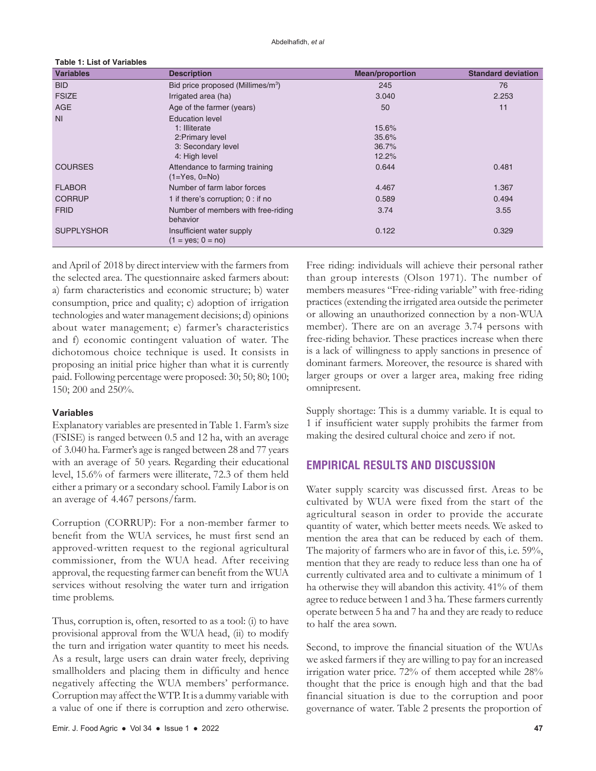**Table 1: List of Variables**

| Variables | Description | Mean/proportion | Standard deviation |
|---|---|---|---|
| BID | Bid price proposed (Millimes/m$^3$) | 245 | 76 |
| FSIZE | Irrigated area (ha) | 3.040 | 2.253 |
| AGE | Age of the farmer (years) | 50 | 11 |
| NI | Education level | | |
| | 1: Illiterate | 15.6% | |
| | 2:Primary level | 35.6% | |
| | 3: Secondary level | 36.7% | |
| | 4: High level | 12.2% | |
| COURSES | Attendance to farming training (1=Yes, 0=No) | 0.644 | 0.481 |
| FLABOR | Number of farm labor forces | 4.467 | 1.367 |
| CORRUP | 1 if there's corruption; 0 : if no | 0.589 | 0.494 |
| FRID | Number of members with free-riding behavior | 3.74 | 3.55 |
| SUPPLYSHOR | Insufficient water supply (1 = yes; 0 = no) | 0.122 | 0.329 |

and April of 2018 by direct interview with the farmers from the selected area. The questionnaire asked farmers about: a) farm characteristics and economic structure; b) water consumption, price and quality; c) adoption of irrigation technologies and water management decisions; d) opinions about water management; e) farmer's characteristics and f) economic contingent valuation of water. The dichotomous choice technique is used. It consists in proposing an initial price higher than what it is currently paid. Following percentage were proposed: 30; 50; 80; 100; 150; 200 and 250%.

### Variables

Explanatory variables are presented in Table 1. Farm's size (FSISE) is ranged between 0.5 and 12 ha, with an average of 3.040 ha. Farmer's age is ranged between 28 and 77 years with an average of 50 years. Regarding their educational level, 15.6% of farmers were illiterate, 72.3 of them held either a primary or a secondary school. Family Labor is on an average of 4.467 persons/farm.

Corruption (CORRUP): For a non-member farmer to benefit from the WUA services, he must first send an approved-written request to the regional agricultural commissioner, from the WUA head. After receiving approval, the requesting farmer can benefit from the WUA services without resolving the water turn and irrigation time problems.

Thus, corruption is, often, resorted to as a tool: (i) to have provisional approval from the WUA head, (ii) to modify the turn and irrigation water quantity to meet his needs. As a result, large users can drain water freely, depriving smallholders and placing them in difficulty and hence negatively affecting the WUA members' performance. Corruption may affect the WTP. It is a dummy variable with a value of one if there is corruption and zero otherwise.

Free riding: individuals will achieve their personal rather than group interests (Olson 1971). The number of members measures "Free-riding variable" with free-riding practices (extending the irrigated area outside the perimeter or allowing an unauthorized connection by a non-WUA member). There are on an average 3.74 persons with free-riding behavior. These practices increase when there is a lack of willingness to apply sanctions in presence of dominant farmers. Moreover, the resource is shared with larger groups or over a larger area, making free riding omnipresent.

Supply shortage: This is a dummy variable. It is equal to 1 if insufficient water supply prohibits the farmer from making the desired cultural choice and zero if not.

## EMPIRICAL RESULTS AND DISCUSSION

Water supply scarcity was discussed first. Areas to be cultivated by WUA were fixed from the start of the agricultural season in order to provide the accurate quantity of water, which better meets needs. We asked to mention the area that can be reduced by each of them. The majority of farmers who are in favor of this, i.e. 59%, mention that they are ready to reduce less than one ha of currently cultivated area and to cultivate a minimum of 1 ha otherwise they will abandon this activity. 41% of them agree to reduce between 1 and 3 ha. These farmers currently operate between 5 ha and 7 ha and they are ready to reduce to half the area sown.

Second, to improve the financial situation of the WUAs we asked farmers if they are willing to pay for an increased irrigation water price. 72% of them accepted while 28% thought that the price is enough high and that the bad financial situation is due to the corruption and poor governance of water. Table 2 presents the proportion of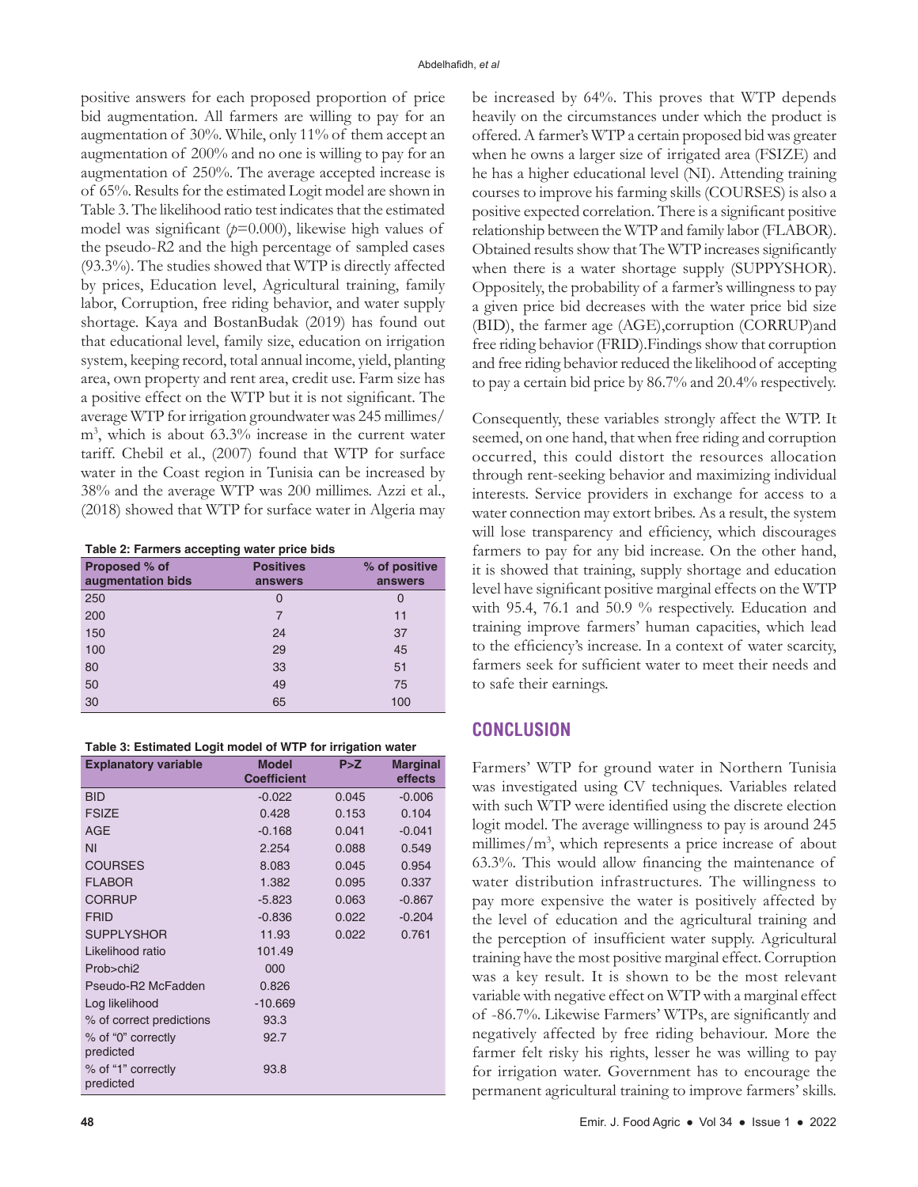positive answers for each proposed proportion of price bid augmentation. All farmers are willing to pay for an augmentation of 30%. While, only 11% of them accept an augmentation of 200% and no one is willing to pay for an augmentation of 250%. The average accepted increase is of 65%. Results for the estimated Logit model are shown in Table 3. The likelihood ratio test indicates that the estimated model was significant (*p*=0.000), likewise high values of the pseudo-*R2* and the high percentage of sampled cases (93.3%). The studies showed that WTP is directly affected by prices, Education level, Agricultural training, family labor, Corruption, free riding behavior, and water supply shortage. Kaya and BostanBudak (2019) has found out that educational level, family size, education on irrigation system, keeping record, total annual income, yield, planting area, own property and rent area, credit use. Farm size has a positive effect on the WTP but it is not significant. The average WTP for irrigation groundwater was 245 millimes/m$^3$, which is about 63.3% increase in the current water tariff. Chebil et al., (2007) found that WTP for surface water in the Coast region in Tunisia can be increased by 38% and the average WTP was 200 millimes. Azzi et al., (2018) showed that WTP for surface water in Algeria may be increased by 64%. This proves that WTP depends heavily on the circumstances under which the product is offered. A farmer's WTP a certain proposed bid was greater when he owns a larger size of irrigated area (FSIZE) and he has a higher educational level (NI). Attending training courses to improve his farming skills (COURSES) is also a positive expected correlation. There is a significant positive relationship between the WTP and family labor (FLABOR). Obtained results show that The WTP increases significantly when there is a water shortage supply (SUPPYSHOR). Oppositely, the probability of a farmer's willingness to pay a given price bid decreases with the water price bid size (BID), the farmer age (AGE),corruption (CORRUP)and free riding behavior (FRID).Findings show that corruption and free riding behavior reduced the likelihood of accepting to pay a certain bid price by 86.7% and 20.4% respectively.

**Table 2: Farmers accepting water price bids**

| Proposed % of augmentation bids | Positives answers | % of positive answers |
|---|---|---|
| 250 | 0 | 0 |
| 200 | 7 | 11 |
| 150 | 24 | 37 |
| 100 | 29 | 45 |
| 80 | 33 | 51 |
| 50 | 49 | 75 |
| 30 | 65 | 100 |

**Table 3: Estimated Logit model of WTP for irrigation water**

| Explanatory variable | Model Coefficient | P>Z | Marginal effects |
|---|---|---|---|
| BID | -0.022 | 0.045 | -0.006 |
| FSIZE | 0.428 | 0.153 | 0.104 |
| AGE | -0.168 | 0.041 | -0.041 |
| NI | 2.254 | 0.088 | 0.549 |
| COURSES | 8.083 | 0.045 | 0.954 |
| FLABOR | 1.382 | 0.095 | 0.337 |
| CORRUP | -5.823 | 0.063 | -0.867 |
| FRID | -0.836 | 0.022 | -0.204 |
| SUPPLYSHOR | 11.93 | 0.022 | 0.761 |
| Likelihood ratio | 101.49 | | |
| Prob>chi2 | 000 | | |
| Pseudo-R2 McFadden | 0.826 | | |
| Log likelihood | -10.669 | | |
| % of correct predictions | 93.3 | | |
| % of "0" correctly predicted | 92.7 | | |
| % of "1" correctly predicted | 93.8 | | |

Consequently, these variables strongly affect the WTP. It seemed, on one hand, that when free riding and corruption occurred, this could distort the resources allocation through rent-seeking behavior and maximizing individual interests. Service providers in exchange for access to a water connection may extort bribes. As a result, the system will lose transparency and efficiency, which discourages farmers to pay for any bid increase. On the other hand, it is showed that training, supply shortage and education level have significant positive marginal effects on the WTP with 95.4, 76.1 and 50.9 % respectively. Education and training improve farmers' human capacities, which lead to the efficiency's increase. In a context of water scarcity, farmers seek for sufficient water to meet their needs and to safe their earnings.

## CONCLUSION

Farmers' WTP for ground water in Northern Tunisia was investigated using CV techniques. Variables related with such WTP were identified using the discrete election logit model. The average willingness to pay is around 245 millimes/m$^3$, which represents a price increase of about 63.3%. This would allow financing the maintenance of water distribution infrastructures. The willingness to pay more expensive the water is positively affected by the level of education and the agricultural training and the perception of insufficient water supply. Agricultural training have the most positive marginal effect. Corruption was a key result. It is shown to be the most relevant variable with negative effect on WTP with a marginal effect of -86.7%. Likewise Farmers' WTPs, are significantly and negatively affected by free riding behaviour. More the farmer felt risky his rights, lesser he was willing to pay for irrigation water. Government has to encourage the permanent agricultural training to improve farmers' skills.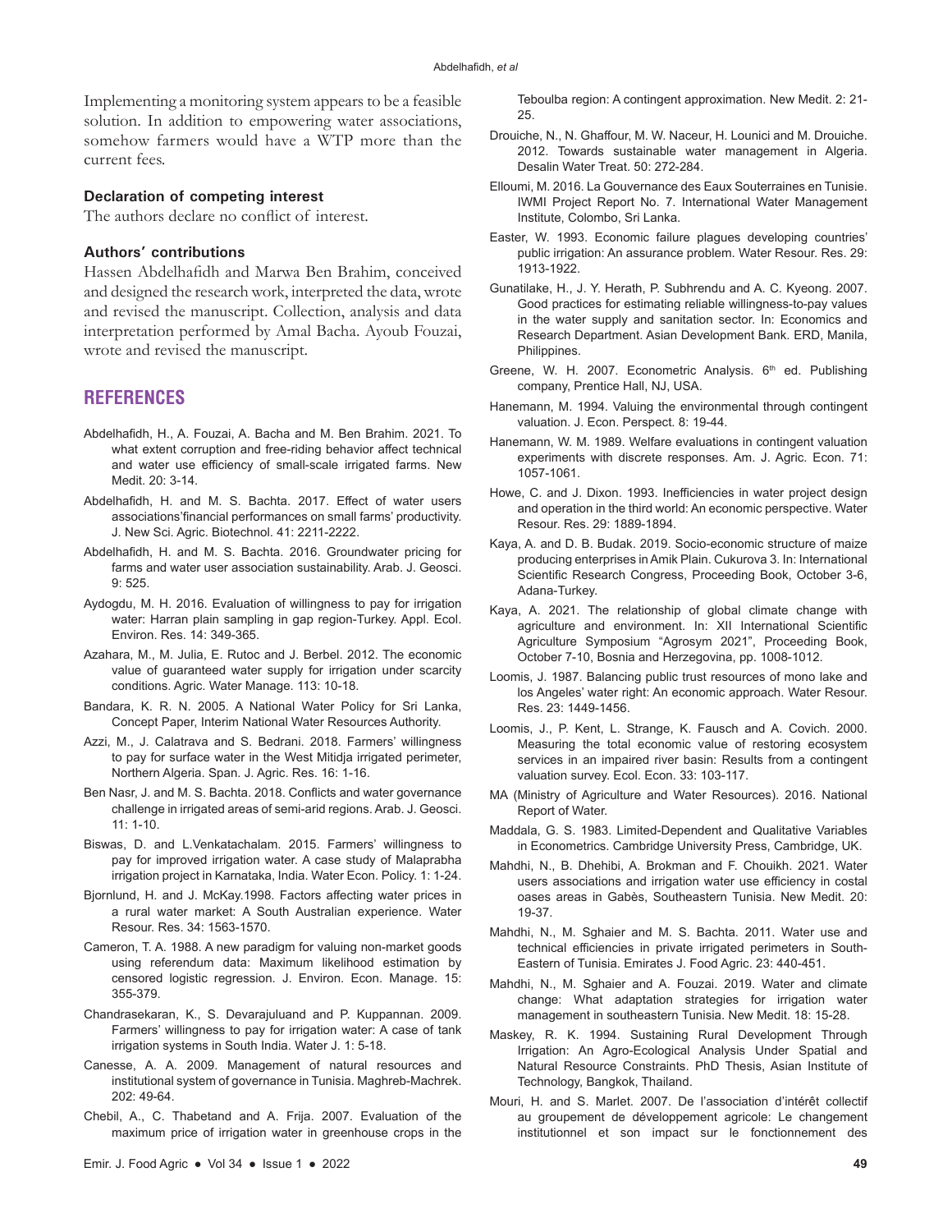Implementing a monitoring system appears to be a feasible solution. In addition to empowering water associations, somehow farmers would have a WTP more than the current fees.

### Declaration of competing interest

The authors declare no conflict of interest.

### Authors' contributions

Hassen Abdelhafidh and Marwa Ben Brahim, conceived and designed the research work, interpreted the data, wrote and revised the manuscript. Collection, analysis and data interpretation performed by Amal Bacha. Ayoub Fouzai, wrote and revised the manuscript.

## REFERENCES

Abdelhafidh, H., A. Fouzai, A. Bacha and M. Ben Brahim. 2021. To what extent corruption and free-riding behavior affect technical and water use efficiency of small-scale irrigated farms. New Medit. 20: 3-14.

Abdelhafidh, H. and M. S. Bachta. 2017. Effect of water users associations'financial performances on small farms' productivity. J. New Sci. Agric. Biotechnol. 41: 2211-2222.

Abdelhafidh, H. and M. S. Bachta. 2016. Groundwater pricing for farms and water user association sustainability. Arab. J. Geosci. 9: 525.

Aydogdu, M. H. 2016. Evaluation of willingness to pay for irrigation water: Harran plain sampling in gap region-Turkey. Appl. Ecol. Environ. Res. 14: 349-365.

Azahara, M., M. Julia, E. Rutoc and J. Berbel. 2012. The economic value of guaranteed water supply for irrigation under scarcity conditions. Agric. Water Manage. 113: 10-18.

Bandara, K. R. N. 2005. A National Water Policy for Sri Lanka, Concept Paper, Interim National Water Resources Authority.

Azzi, M., J. Calatrava and S. Bedrani. 2018. Farmers' willingness to pay for surface water in the West Mitidja irrigated perimeter, Northern Algeria. Span. J. Agric. Res. 16: 1-16.

Ben Nasr, J. and M. S. Bachta. 2018. Conflicts and water governance challenge in irrigated areas of semi-arid regions. Arab. J. Geosci. 11: 1-10.

Biswas, D. and L.Venkatachalam. 2015. Farmers' willingness to pay for improved irrigation water. A case study of Malaprabha irrigation project in Karnataka, India. Water Econ. Policy. 1: 1-24.

Bjornlund, H. and J. McKay.1998. Factors affecting water prices in a rural water market: A South Australian experience. Water Resour. Res. 34: 1563-1570.

Cameron, T. A. 1988. A new paradigm for valuing non-market goods using referendum data: Maximum likelihood estimation by censored logistic regression. J. Environ. Econ. Manage. 15: 355-379.

Chandrasekaran, K., S. Devarajuluand and P. Kuppannan. 2009. Farmers' willingness to pay for irrigation water: A case of tank irrigation systems in South India. Water J. 1: 5-18.

Canesse, A. A. 2009. Management of natural resources and institutional system of governance in Tunisia. Maghreb-Machrek. 202: 49-64.

Chebil, A., C. Thabetand and A. Frija. 2007. Evaluation of the maximum price of irrigation water in greenhouse crops in the Teboulba region: A contingent approximation. New Medit. 2: 21-25.

Drouiche, N., N. Ghaffour, M. W. Naceur, H. Lounici and M. Drouiche. 2012. Towards sustainable water management in Algeria. Desalin Water Treat. 50: 272-284.

Elloumi, M. 2016. La Gouvernance des Eaux Souterraines en Tunisie. IWMI Project Report No. 7. International Water Management Institute, Colombo, Sri Lanka.

Easter, W. 1993. Economic failure plagues developing countries' public irrigation: An assurance problem. Water Resour. Res. 29: 1913-1922.

Gunatilake, H., J. Y. Herath, P. Subhrendu and A. C. Kyeong. 2007. Good practices for estimating reliable willingness-to-pay values in the water supply and sanitation sector. In: Economics and Research Department. Asian Development Bank. ERD, Manila, Philippines.

Greene, W. H. 2007. Econometric Analysis. 6th ed. Publishing company, Prentice Hall, NJ, USA.

Hanemann, M. 1994. Valuing the environmental through contingent valuation. J. Econ. Perspect. 8: 19-44.

Hanemann, W. M. 1989. Welfare evaluations in contingent valuation experiments with discrete responses. Am. J. Agric. Econ. 71: 1057-1061.

Howe, C. and J. Dixon. 1993. Inefficiencies in water project design and operation in the third world: An economic perspective. Water Resour. Res. 29: 1889-1894.

Kaya, A. and D. B. Budak. 2019. Socio-economic structure of maize producing enterprises in Amik Plain. Cukurova 3. In: International Scientific Research Congress, Proceeding Book, October 3-6, Adana-Turkey.

Kaya, A. 2021. The relationship of global climate change with agriculture and environment. In: XII International Scientific Agriculture Symposium "Agrosym 2021", Proceeding Book, October 7-10, Bosnia and Herzegovina, pp. 1008-1012.

Loomis, J. 1987. Balancing public trust resources of mono lake and los Angeles' water right: An economic approach. Water Resour. Res. 23: 1449-1456.

Loomis, J., P. Kent, L. Strange, K. Fausch and A. Covich. 2000. Measuring the total economic value of restoring ecosystem services in an impaired river basin: Results from a contingent valuation survey. Ecol. Econ. 33: 103-117.

MA (Ministry of Agriculture and Water Resources). 2016. National Report of Water.

Maddala, G. S. 1983. Limited-Dependent and Qualitative Variables in Econometrics. Cambridge University Press, Cambridge, UK.

Mahdhi, N., B. Dhehibi, A. Brokman and F. Chouikh. 2021. Water users associations and irrigation water use efficiency in costal oases areas in Gabès, Southeastern Tunisia. New Medit. 20: 19-37.

Mahdhi, N., M. Sghaier and M. S. Bachta. 2011. Water use and technical efficiencies in private irrigated perimeters in South-Eastern of Tunisia. Emirates J. Food Agric. 23: 440-451.

Mahdhi, N., M. Sghaier and A. Fouzai. 2019. Water and climate change: What adaptation strategies for irrigation water management in southeastern Tunisia. New Medit. 18: 15-28.

Maskey, R. K. 1994. Sustaining Rural Development Through Irrigation: An Agro-Ecological Analysis Under Spatial and Natural Resource Constraints. PhD Thesis, Asian Institute of Technology, Bangkok, Thailand.

Mouri, H. and S. Marlet. 2007. De l'association d'intérêt collectif au groupement de développement agricole: Le changement institutionnel et son impact sur le fonctionnement des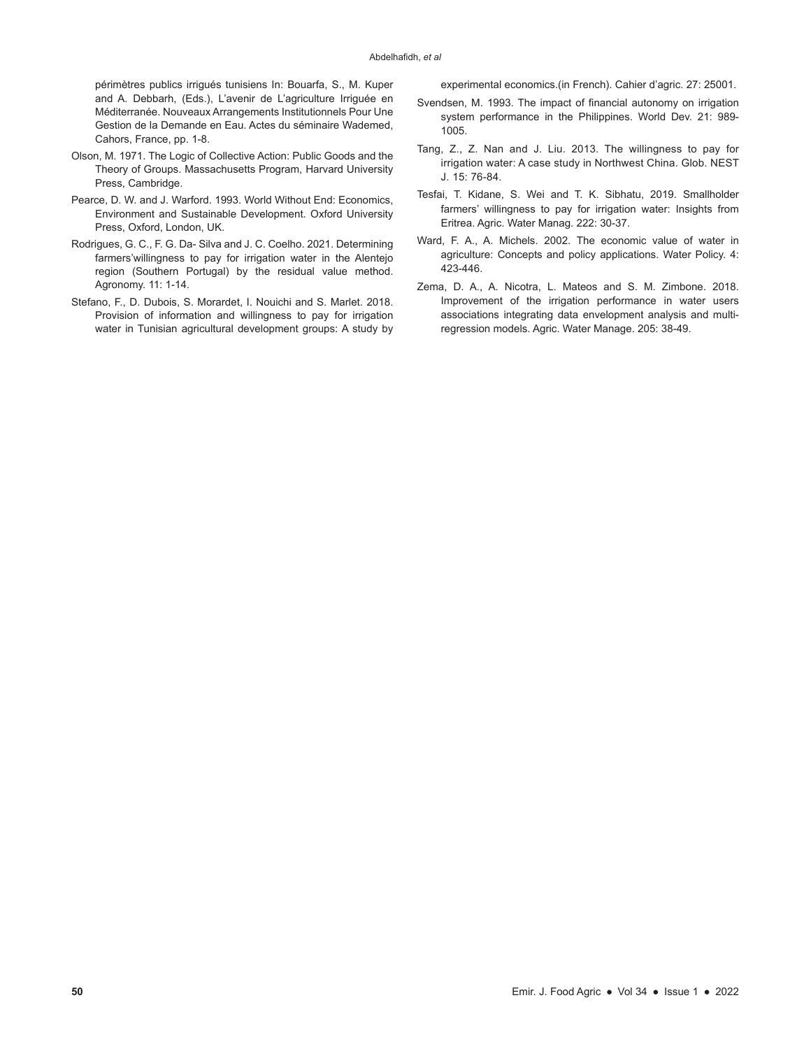périmètres publics irrigués tunisiens In: Bouarfa, S., M. Kuper and A. Debbarh, (Eds.), L'avenir de L'agriculture Irriguée en Méditerranée. Nouveaux Arrangements Institutionnels Pour Une Gestion de la Demande en Eau. Actes du séminaire Wademed, Cahors, France, pp. 1-8.

Olson, M. 1971. The Logic of Collective Action: Public Goods and the Theory of Groups. Massachusetts Program, Harvard University Press, Cambridge.

Pearce, D. W. and J. Warford. 1993. World Without End: Economics, Environment and Sustainable Development. Oxford University Press, Oxford, London, UK.

Rodrigues, G. C., F. G. Da- Silva and J. C. Coelho. 2021. Determining farmers'willingness to pay for irrigation water in the Alentejo region (Southern Portugal) by the residual value method. Agronomy. 11: 1-14.

Stefano, F., D. Dubois, S. Morardet, I. Nouichi and S. Marlet. 2018. Provision of information and willingness to pay for irrigation water in Tunisian agricultural development groups: A study by experimental economics.(in French). Cahier d'agric. 27: 25001.

Svendsen, M. 1993. The impact of financial autonomy on irrigation system performance in the Philippines. World Dev. 21: 989-1005.

Tang, Z., Z. Nan and J. Liu. 2013. The willingness to pay for irrigation water: A case study in Northwest China. Glob. NEST J. 15: 76-84.

Tesfai, T. Kidane, S. Wei and T. K. Sibhatu, 2019. Smallholder farmers' willingness to pay for irrigation water: Insights from Eritrea. Agric. Water Manag. 222: 30-37.

Ward, F. A., A. Michels. 2002. The economic value of water in agriculture: Concepts and policy applications. Water Policy. 4: 423-446.

Zema, D. A., A. Nicotra, L. Mateos and S. M. Zimbone. 2018. Improvement of the irrigation performance in water users associations integrating data envelopment analysis and multi-regression models. Agric. Water Manage. 205: 38-49.